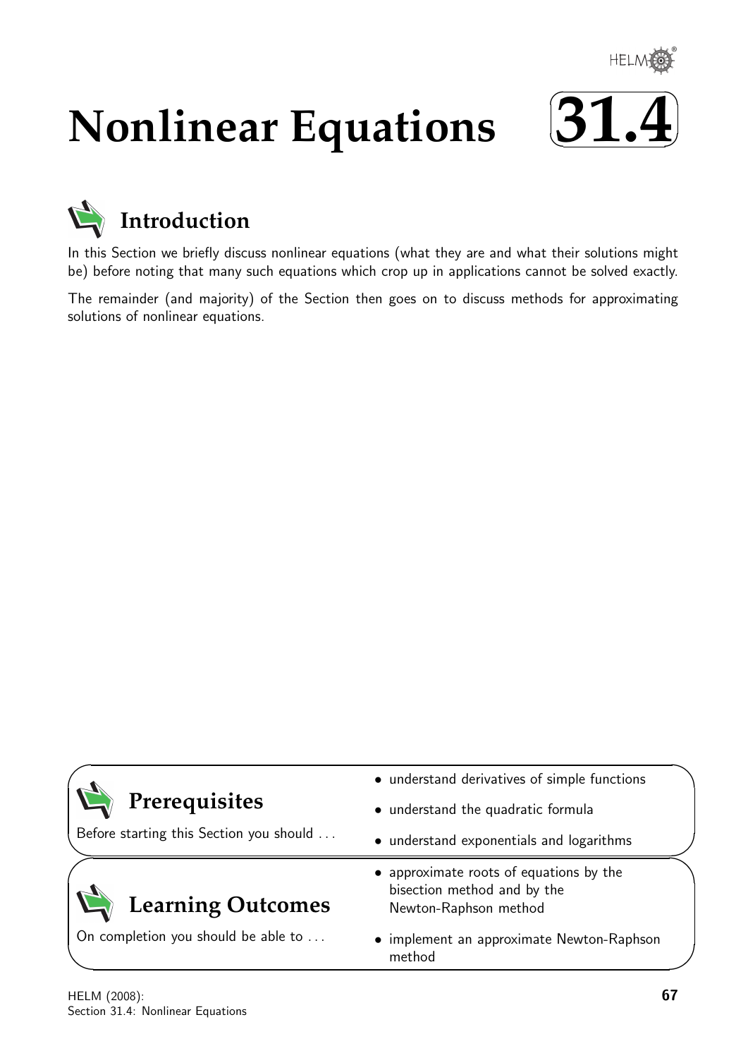# Nonlinear Equations 31.4

## Introduction

In this Section we briefly discuss nonlinear equations (what they are and what their solutions might be) before noting that many such equations which crop up in applications cannot be solved exactly.

The remainder (and majority) of the Section then goes on to discuss methods for approximating solutions of nonlinear equations.

## Prerequisites

Before starting this Section you should ...

- understand derivatives of simple functions
- understand the quadratic formula
- understand exponentials and logarithms

## Learning Outcomes

On completion you should be able to ...

- approximate roots of equations by the bisection method and by the Newton-Raphson method
- implement an approximate Newton-Raphson method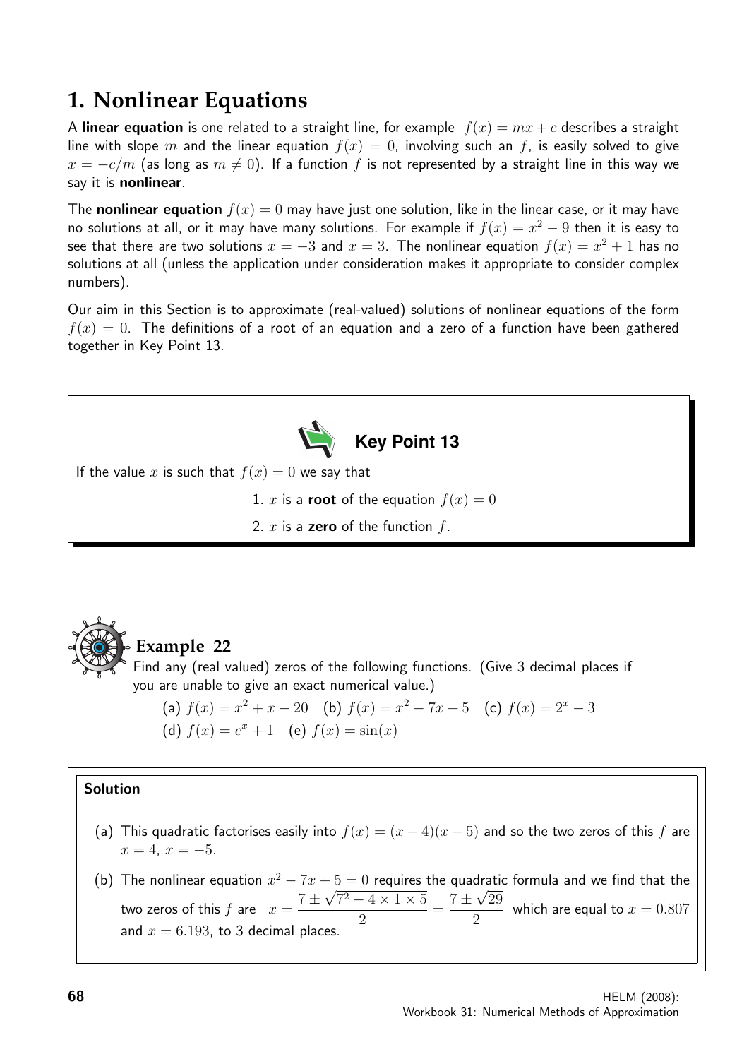# 1. Nonlinear Equations

A **linear equation** is one related to a straight line, for example $f(x) = mx + c$ describes a straight line with slope $m$ and the linear equation $f(x) = 0$, involving such an $f$, is easily solved to give $x = -c/m$ (as long as $m \neq 0$). If a function $f$ is not represented by a straight line in this way we say it is **nonlinear**.

The **nonlinear equation** $f(x) = 0$ may have just one solution, like in the linear case, or it may have no solutions at all, or it may have many solutions. For example if $f(x) = x^2 - 9$ then it is easy to see that there are two solutions $x = -3$ and $x = 3$. The nonlinear equation $f(x) = x^2 + 1$ has no solutions at all (unless the application under consideration makes it appropriate to consider complex numbers).

Our aim in this Section is to approximate (real-valued) solutions of nonlinear equations of the form $f(x) = 0$. The definitions of a root of an equation and a zero of a function have been gathered together in Key Point 13.

> **Key Point 13**
>
> If the value $x$ is such that $f(x) = 0$ we say that
>
> 1. $x$ is a **root** of the equation $f(x) = 0$
> 2. $x$ is a **zero** of the function $f$.

## Example 22

Find any (real valued) zeros of the following functions. (Give 3 decimal places if you are unable to give an exact numerical value.)

(a) $f(x) = x^2 + x - 20$ (b) $f(x) = x^2 - 7x + 5$ (c) $f(x) = 2^x - 3$
(d) $f(x) = e^x + 1$ (e) $f(x) = \sin(x)$

### Solution

(a) This quadratic factorises easily into $f(x) = (x - 4)(x + 5)$ and so the two zeros of this $f$ are $x = 4$, $x = -5$.

(b) The nonlinear equation $x^2 - 7x + 5 = 0$ requires the quadratic formula and we find that the two zeros of this $f$ are $x = \dfrac{7 \pm \sqrt{7^2 - 4 \times 1 \times 5}}{2} = \dfrac{7 \pm \sqrt{29}}{2}$ which are equal to $x = 0.807$ and $x = 6.193$, to 3 decimal places.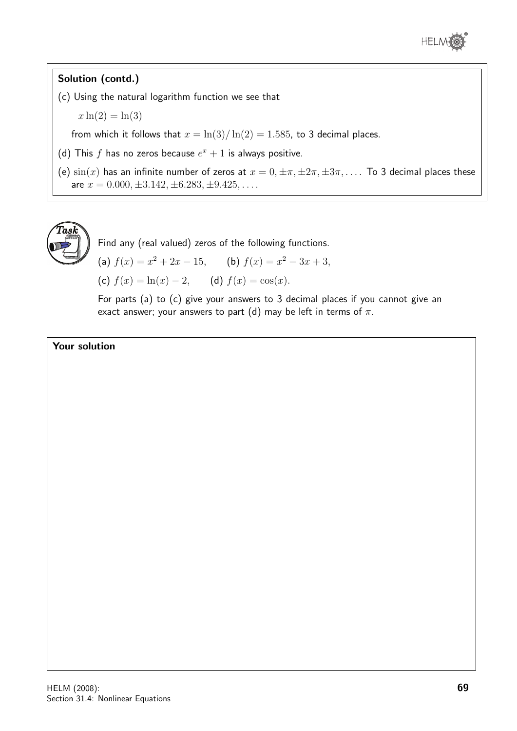**Solution (contd.)**

(c) Using the natural logarithm function we see that

$x\ln(2) = \ln(3)$

from which it follows that $x = \ln(3)/\ln(2) = 1.585$, to 3 decimal places.

(d) This $f$ has no zeros because $e^x + 1$ is always positive.

(e) $\sin(x)$ has an infinite number of zeros at $x = 0, \pm\pi, \pm 2\pi, \pm 3\pi, \ldots$. To 3 decimal places these are $x = 0.000, \pm 3.142, \pm 6.283, \pm 9.425, \ldots$.

**Task**

Find any (real valued) zeros of the following functions.

(a) $f(x) = x^2 + 2x - 15$, (b) $f(x) = x^2 - 3x + 3$,

(c) $f(x) = \ln(x) - 2$, (d) $f(x) = \cos(x)$.

For parts (a) to (c) give your answers to 3 decimal places if you cannot give an exact answer; your answers to part (d) may be left in terms of $\pi$.

**Your solution**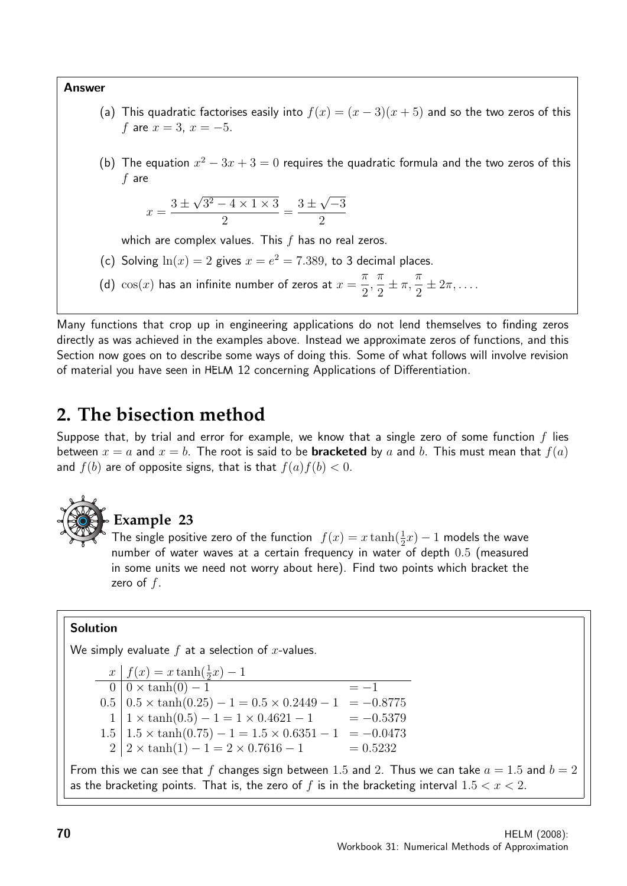**Answer**

(a) This quadratic factorises easily into $f(x) = (x-3)(x+5)$ and so the two zeros of this $f$ are $x = 3$, $x = -5$.

(b) The equation $x^2 - 3x + 3 = 0$ requires the quadratic formula and the two zeros of this $f$ are

$$x = \frac{3 \pm \sqrt{3^2 - 4 \times 1 \times 3}}{2} = \frac{3 \pm \sqrt{-3}}{2}$$

which are complex values. This $f$ has no real zeros.

(c) Solving $\ln(x) = 2$ gives $x = e^2 = 7.389$, to 3 decimal places.

(d) $\cos(x)$ has an infinite number of zeros at $x = \frac{\pi}{2}, \frac{\pi}{2} \pm \pi, \frac{\pi}{2} \pm 2\pi, \ldots$.

Many functions that crop up in engineering applications do not lend themselves to finding zeros directly as was achieved in the examples above. Instead we approximate zeros of functions, and this Section now goes on to describe some ways of doing this. Some of what follows will involve revision of material you have seen in HELM 12 concerning Applications of Differentiation.

## 2. The bisection method

Suppose that, by trial and error for example, we know that a single zero of some function $f$ lies between $x = a$ and $x = b$. The root is said to be **bracketed** by $a$ and $b$. This must mean that $f(a)$ and $f(b)$ are of opposite signs, that is that $f(a)f(b) < 0$.

### Example 23

The single positive zero of the function $f(x) = x\tanh(\frac{1}{2}x) - 1$ models the wave number of water waves at a certain frequency in water of depth $0.5$ (measured in some units we need not worry about here). Find two points which bracket the zero of $f$.

**Solution**

We simply evaluate $f$ at a selection of $x$-values.

| $x$ | $f(x) = x\tanh(\frac{1}{2}x) - 1$ | |
|---|---|---|
| 0 | $0 \times \tanh(0) - 1$ | $= -1$ |
| 0.5 | $0.5 \times \tanh(0.25) - 1 = 0.5 \times 0.2449 - 1$ | $= -0.8775$ |
| 1 | $1 \times \tanh(0.5) - 1 = 1 \times 0.4621 - 1$ | $= -0.5379$ |
| 1.5 | $1.5 \times \tanh(0.75) - 1 = 1.5 \times 0.6351 - 1$ | $= -0.0473$ |
| 2 | $2 \times \tanh(1) - 1 = 2 \times 0.7616 - 1$ | $= 0.5232$ |

From this we can see that $f$ changes sign between $1.5$ and $2$. Thus we can take $a = 1.5$ and $b = 2$ as the bracketing points. That is, the zero of $f$ is in the bracketing interval $1.5 < x < 2$.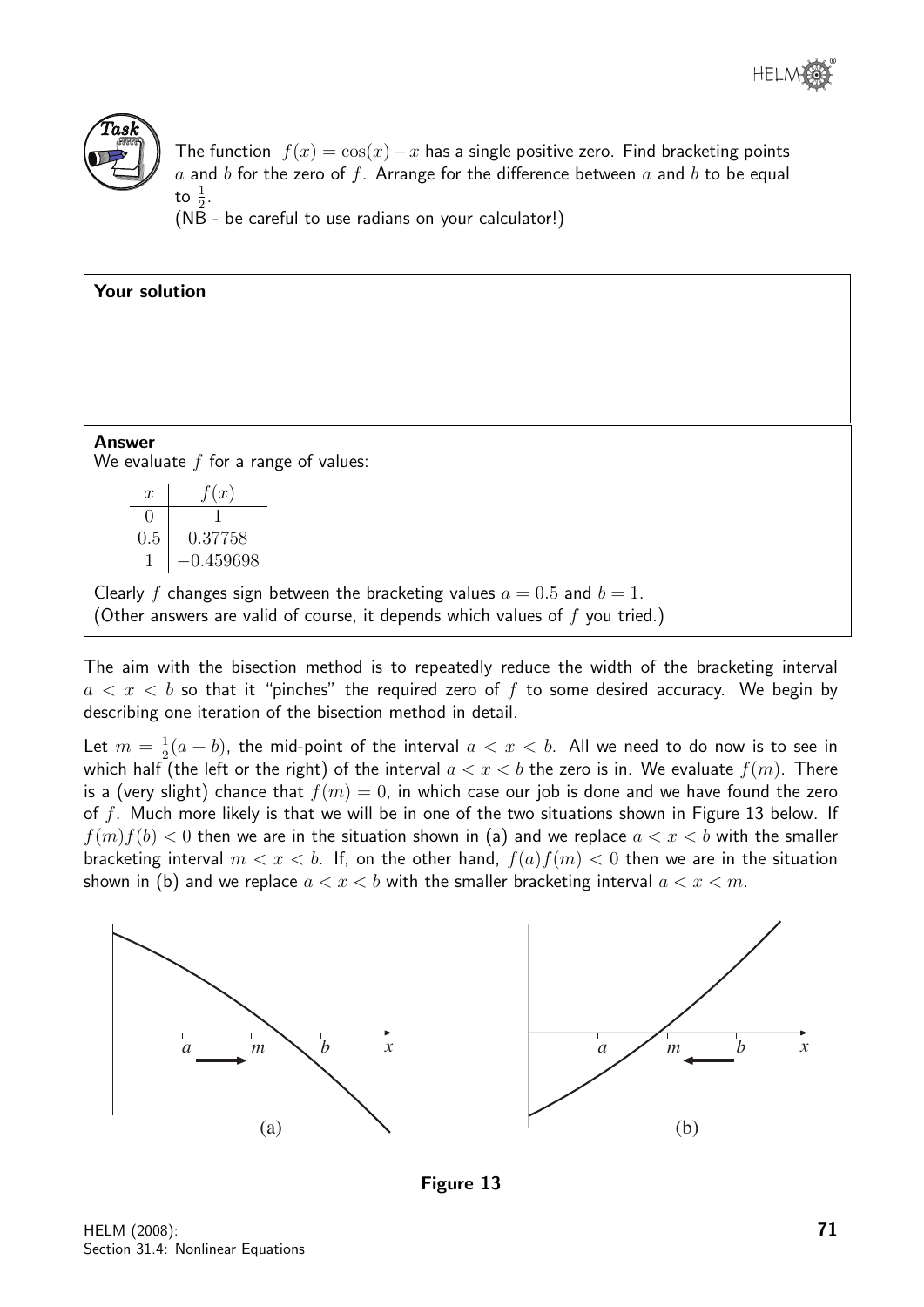**Task**

The function $f(x) = \cos(x) - x$ has a single positive zero. Find bracketing points $a$ and $b$ for the zero of $f$. Arrange for the difference between $a$ and $b$ to be equal to $\frac{1}{2}$.
(NB - be careful to use radians on your calculator!)

**Your solution**

**Answer**

We evaluate $f$ for a range of values:

| $x$ | $f(x)$ |
|---|---|
| 0 | 1 |
| 0.5 | 0.37758 |
| 1 | $-0.459698$ |

Clearly $f$ changes sign between the bracketing values $a = 0.5$ and $b = 1$.
(Other answers are valid of course, it depends which values of $f$ you tried.)

The aim with the bisection method is to repeatedly reduce the width of the bracketing interval $a < x < b$ so that it "pinches" the required zero of $f$ to some desired accuracy. We begin by describing one iteration of the bisection method in detail.

Let $m = \frac{1}{2}(a + b)$, the mid-point of the interval $a < x < b$. All we need to do now is to see in which half (the left or the right) of the interval $a < x < b$ the zero is in. We evaluate $f(m)$. There is a (very slight) chance that $f(m) = 0$, in which case our job is done and we have found the zero of $f$. Much more likely is that we will be in one of the two situations shown in Figure 13 below. If $f(m)f(b) < 0$ then we are in the situation shown in (a) and we replace $a < x < b$ with the smaller bracketing interval $m < x < b$. If, on the other hand, $f(a)f(m) < 0$ then we are in the situation shown in (b) and we replace $a < x < b$ with the smaller bracketing interval $a < x < m$.

(a) (b)

**Figure 13**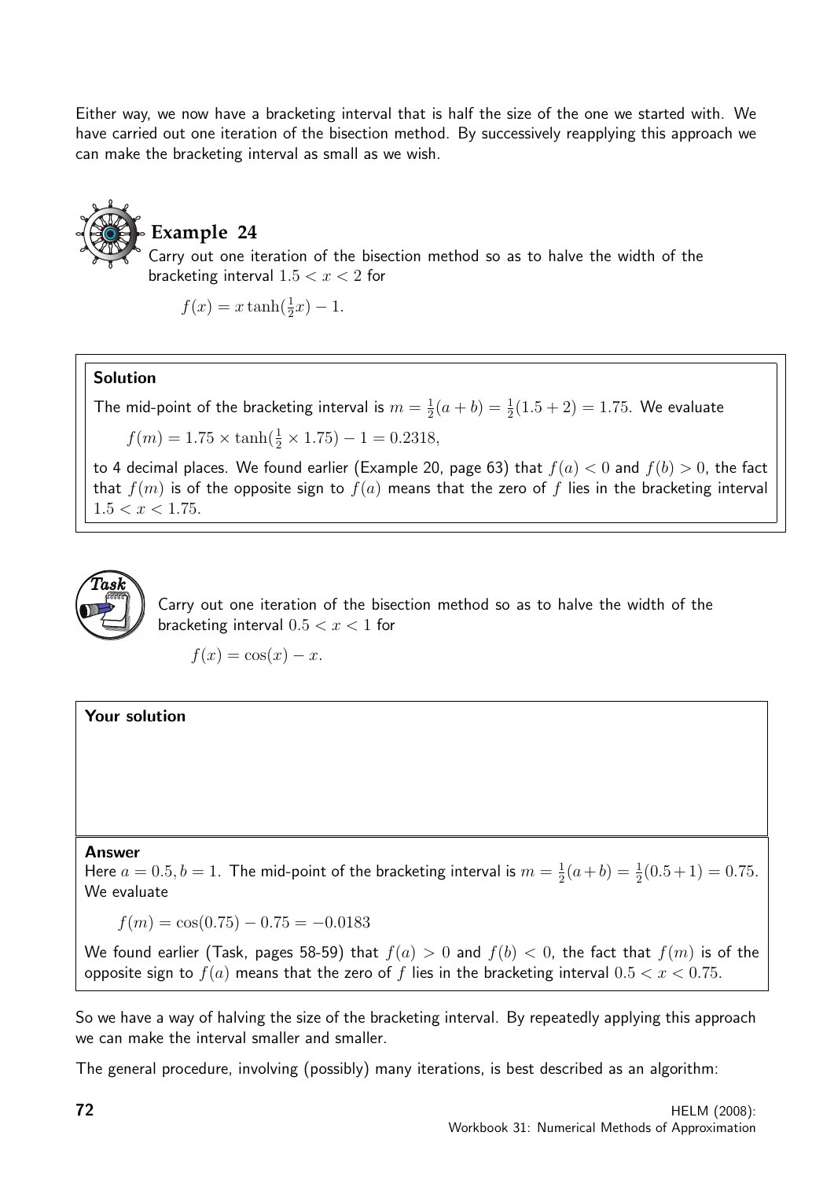Either way, we now have a bracketing interval that is half the size of the one we started with. We have carried out one iteration of the bisection method. By successively reapplying this approach we can make the bracketing interval as small as we wish.

## Example 24

Carry out one iteration of the bisection method so as to halve the width of the bracketing interval $1.5 < x < 2$ for

$$f(x) = x\tanh(\tfrac{1}{2}x) - 1.$$

**Solution**

The mid-point of the bracketing interval is $m = \frac{1}{2}(a + b) = \frac{1}{2}(1.5 + 2) = 1.75$. We evaluate

$$f(m) = 1.75 \times \tanh(\tfrac{1}{2} \times 1.75) - 1 = 0.2318,$$

to 4 decimal places. We found earlier (Example 20, page 63) that $f(a) < 0$ and $f(b) > 0$, the fact that $f(m)$ is of the opposite sign to $f(a)$ means that the zero of $f$ lies in the bracketing interval $1.5 < x < 1.75$.

## Task

Carry out one iteration of the bisection method so as to halve the width of the bracketing interval $0.5 < x < 1$ for

$$f(x) = \cos(x) - x.$$

**Your solution**

**Answer**

Here $a = 0.5, b = 1$. The mid-point of the bracketing interval is $m = \frac{1}{2}(a + b) = \frac{1}{2}(0.5 + 1) = 0.75$. We evaluate

$$f(m) = \cos(0.75) - 0.75 = -0.0183$$

We found earlier (Task, pages 58-59) that $f(a) > 0$ and $f(b) < 0$, the fact that $f(m)$ is of the opposite sign to $f(a)$ means that the zero of $f$ lies in the bracketing interval $0.5 < x < 0.75$.

So we have a way of halving the size of the bracketing interval. By repeatedly applying this approach we can make the interval smaller and smaller.

The general procedure, involving (possibly) many iterations, is best described as an algorithm: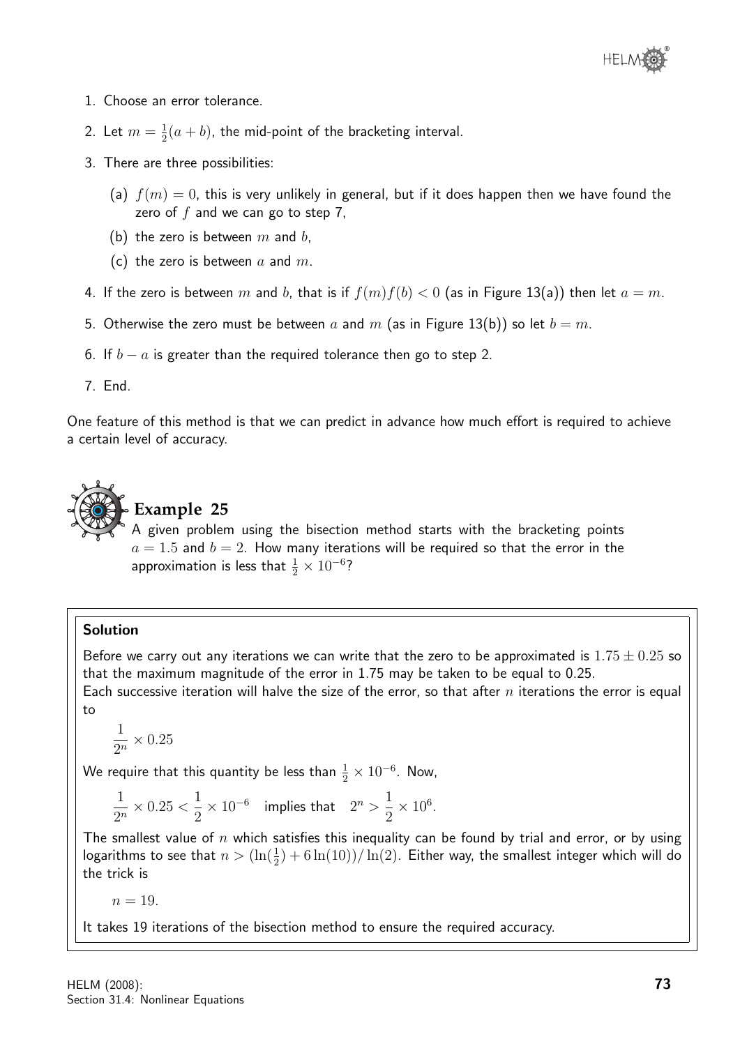1. Choose an error tolerance.
2. Let $m = \frac{1}{2}(a+b)$, the mid-point of the bracketing interval.
3. There are three possibilities:
   (a) $f(m) = 0$, this is very unlikely in general, but if it does happen then we have found the zero of $f$ and we can go to step 7,
   (b) the zero is between $m$ and $b$,
   (c) the zero is between $a$ and $m$.
4. If the zero is between $m$ and $b$, that is if $f(m)f(b) < 0$ (as in Figure 13(a)) then let $a = m$.
5. Otherwise the zero must be between $a$ and $m$ (as in Figure 13(b)) so let $b = m$.
6. If $b - a$ is greater than the required tolerance then go to step 2.
7. End.

One feature of this method is that we can predict in advance how much effort is required to achieve a certain level of accuracy.

## Example 25

A given problem using the bisection method starts with the bracketing points $a = 1.5$ and $b = 2$. How many iterations will be required so that the error in the approximation is less that $\frac{1}{2} \times 10^{-6}$?

**Solution**

Before we carry out any iterations we can write that the zero to be approximated is $1.75 \pm 0.25$ so that the maximum magnitude of the error in 1.75 may be taken to be equal to 0.25.
Each successive iteration will halve the size of the error, so that after $n$ iterations the error is equal to

$$\frac{1}{2^n} \times 0.25$$

We require that this quantity be less than $\frac{1}{2} \times 10^{-6}$. Now,

$$\frac{1}{2^n} \times 0.25 < \frac{1}{2} \times 10^{-6} \quad \text{implies that} \quad 2^n > \frac{1}{2} \times 10^{6}.$$

The smallest value of $n$ which satisfies this inequality can be found by trial and error, or by using logarithms to see that $n > (\ln(\frac{1}{2}) + 6\ln(10))/\ln(2)$. Either way, the smallest integer which will do the trick is

$$n = 19.$$

It takes 19 iterations of the bisection method to ensure the required accuracy.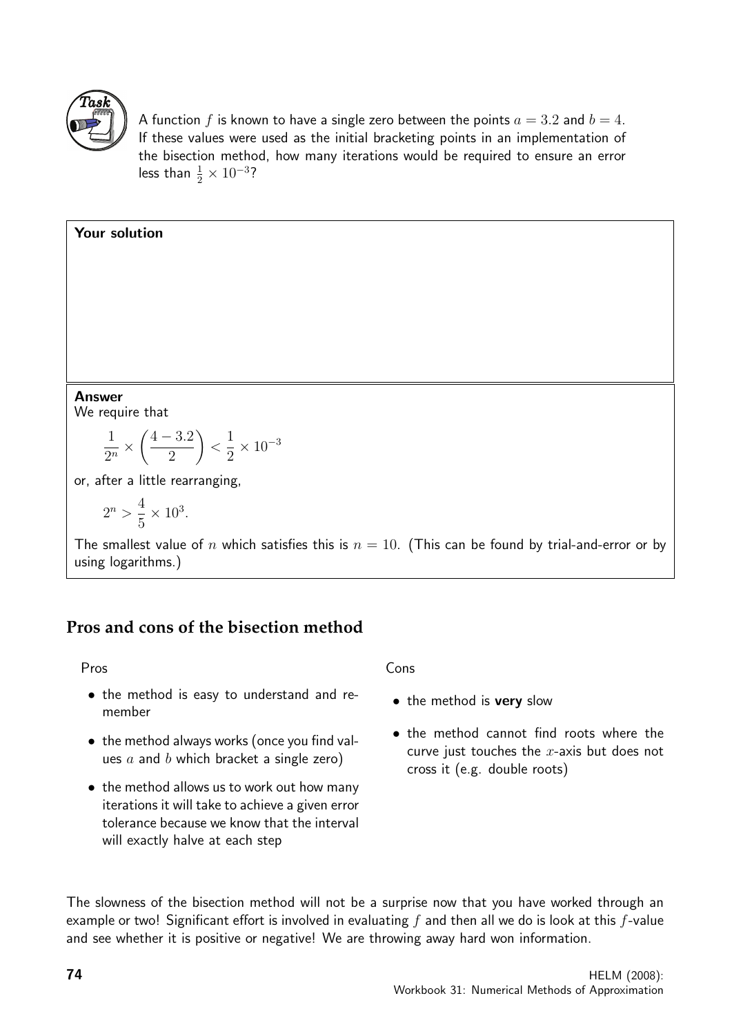**Task**

A function $f$ is known to have a single zero between the points $a = 3.2$ and $b = 4$. If these values were used as the initial bracketing points in an implementation of the bisection method, how many iterations would be required to ensure an error less than $\frac{1}{2} \times 10^{-3}$?

**Your solution**

**Answer**

We require that

$$\frac{1}{2^n} \times \left(\frac{4 - 3.2}{2}\right) < \frac{1}{2} \times 10^{-3}$$

or, after a little rearranging,

$$2^n > \frac{4}{5} \times 10^3.$$

The smallest value of $n$ which satisfies this is $n = 10$. (This can be found by trial-and-error or by using logarithms.)

## Pros and cons of the bisection method

Pros

- the method is easy to understand and remember
- the method always works (once you find values $a$ and $b$ which bracket a single zero)
- the method allows us to work out how many iterations it will take to achieve a given error tolerance because we know that the interval will exactly halve at each step

Cons

- the method is **very** slow
- the method cannot find roots where the curve just touches the $x$-axis but does not cross it (e.g. double roots)

The slowness of the bisection method will not be a surprise now that you have worked through an example or two! Significant effort is involved in evaluating $f$ and then all we do is look at this $f$-value and see whether it is positive or negative! We are throwing away hard won information.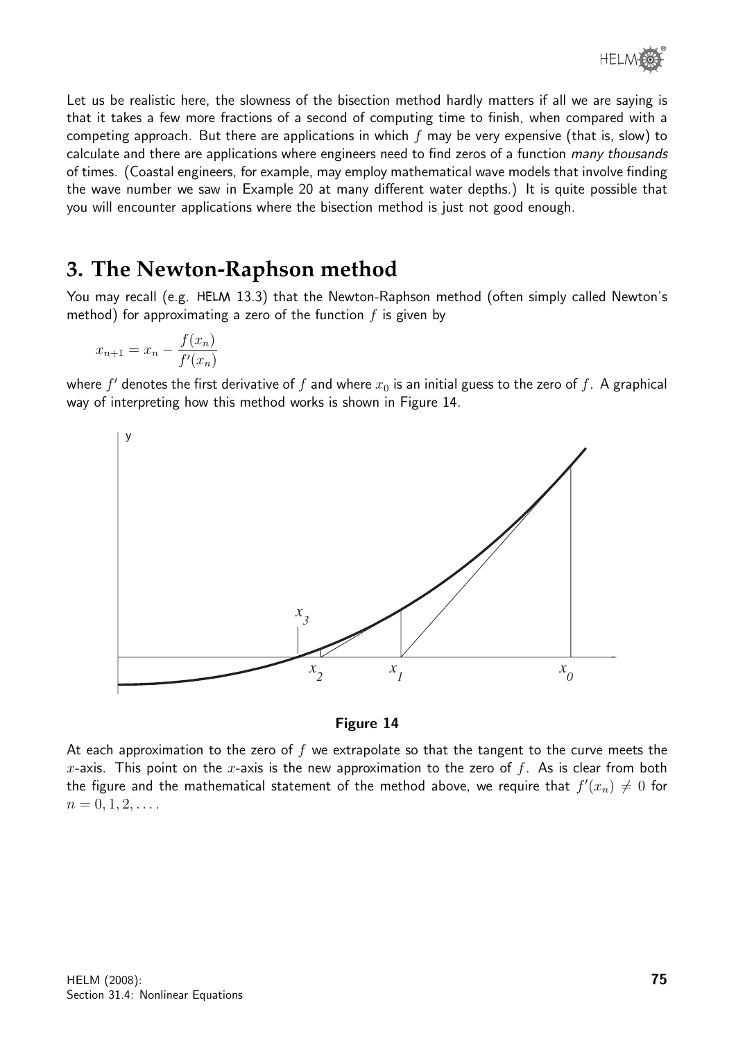Let us be realistic here, the slowness of the bisection method hardly matters if all we are saying is that it takes a few more fractions of a second of computing time to finish, when compared with a competing approach. But there are applications in which $f$ may be very expensive (that is, slow) to calculate and there are applications where engineers need to find zeros of a function *many thousands* of times. (Coastal engineers, for example, may employ mathematical wave models that involve finding the wave number we saw in Example 20 at many different water depths.) It is quite possible that you will encounter applications where the bisection method is just not good enough.

## 3. The Newton-Raphson method

You may recall (e.g. HELM 13.3) that the Newton-Raphson method (often simply called Newton's method) for approximating a zero of the function $f$ is given by

$$x_{n+1} = x_n - \frac{f(x_n)}{f'(x_n)}$$

where $f'$ denotes the first derivative of $f$ and where $x_0$ is an initial guess to the zero of $f$. A graphical way of interpreting how this method works is shown in Figure 14.

**Figure 14**

At each approximation to the zero of $f$ we extrapolate so that the tangent to the curve meets the $x$-axis. This point on the $x$-axis is the new approximation to the zero of $f$. As is clear from both the figure and the mathematical statement of the method above, we require that $f'(x_n) \neq 0$ for $n = 0, 1, 2, \ldots$.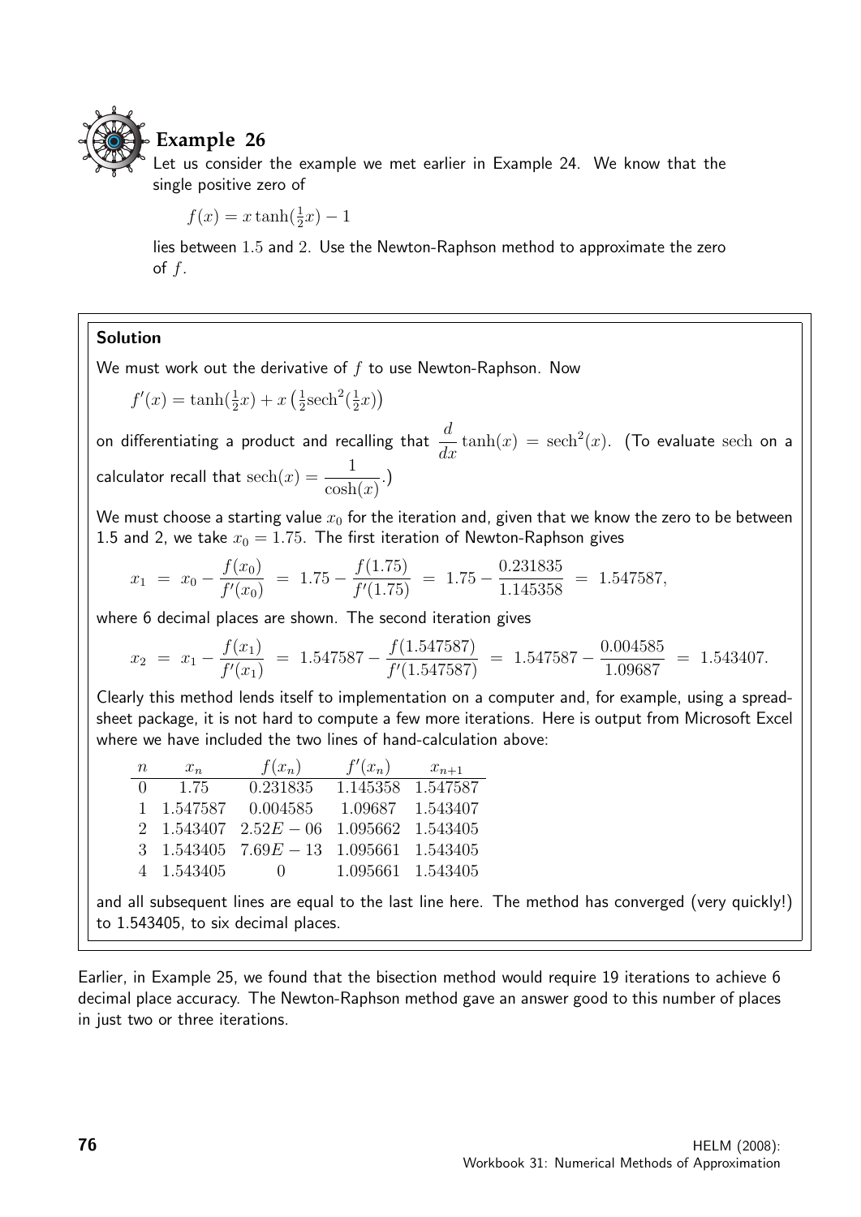## Example 26

Let us consider the example we met earlier in Example 24. We know that the single positive zero of

$$f(x) = x\tanh(\tfrac{1}{2}x) - 1$$

lies between 1.5 and 2. Use the Newton-Raphson method to approximate the zero of $f$.

### Solution

We must work out the derivative of $f$ to use Newton-Raphson. Now

$$f'(x) = \tanh(\tfrac{1}{2}x) + x\left(\tfrac{1}{2}\text{sech}^2(\tfrac{1}{2}x)\right)$$

on differentiating a product and recalling that $\dfrac{d}{dx}\tanh(x) = \text{sech}^2(x)$. (To evaluate sech on a calculator recall that $\text{sech}(x) = \dfrac{1}{\cosh(x)}$.)

We must choose a starting value $x_0$ for the iteration and, given that we know the zero to be between 1.5 and 2, we take $x_0 = 1.75$. The first iteration of Newton-Raphson gives

$$x_1 = x_0 - \frac{f(x_0)}{f'(x_0)} = 1.75 - \frac{f(1.75)}{f'(1.75)} = 1.75 - \frac{0.231835}{1.145358} = 1.547587,$$

where 6 decimal places are shown. The second iteration gives

$$x_2 = x_1 - \frac{f(x_1)}{f'(x_1)} = 1.547587 - \frac{f(1.547587)}{f'(1.547587)} = 1.547587 - \frac{0.004585}{1.09687} = 1.543407.$$

Clearly this method lends itself to implementation on a computer and, for example, using a spreadsheet package, it is not hard to compute a few more iterations. Here is output from Microsoft Excel where we have included the two lines of hand-calculation above:

| $n$ | $x_n$ | $f(x_n)$ | $f'(x_n)$ | $x_{n+1}$ |
|---|---|---|---|---|
| 0 | 1.75 | 0.231835 | 1.145358 | 1.547587 |
| 1 | 1.547587 | 0.004585 | 1.09687 | 1.543407 |
| 2 | 1.543407 | $2.52E-06$ | 1.095662 | 1.543405 |
| 3 | 1.543405 | $7.69E-13$ | 1.095661 | 1.543405 |
| 4 | 1.543405 | 0 | 1.095661 | 1.543405 |

and all subsequent lines are equal to the last line here. The method has converged (very quickly!) to 1.543405, to six decimal places.

Earlier, in Example 25, we found that the bisection method would require 19 iterations to achieve 6 decimal place accuracy. The Newton-Raphson method gave an answer good to this number of places in just two or three iterations.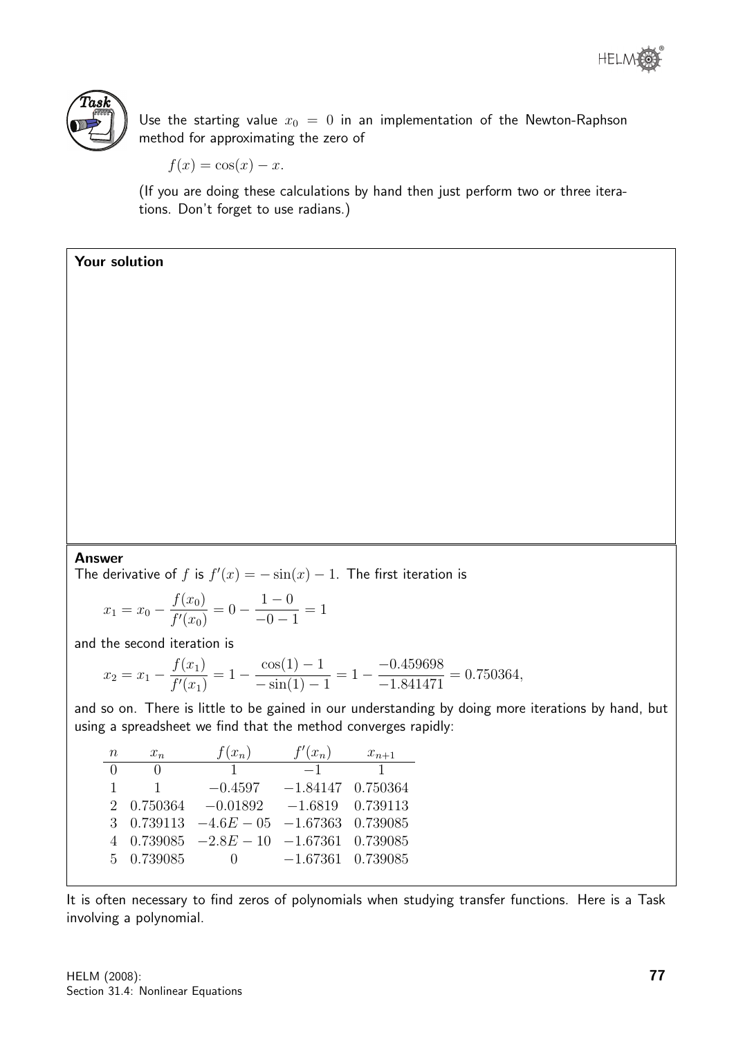**Task**

Use the starting value $x_0 = 0$ in an implementation of the Newton-Raphson method for approximating the zero of

$$f(x) = \cos(x) - x.$$

(If you are doing these calculations by hand then just perform two or three iterations. Don't forget to use radians.)

**Your solution**

**Answer**

The derivative of $f$ is $f'(x) = -\sin(x) - 1$. The first iteration is

$$x_1 = x_0 - \frac{f(x_0)}{f'(x_0)} = 0 - \frac{1-0}{-0-1} = 1$$

and the second iteration is

$$x_2 = x_1 - \frac{f(x_1)}{f'(x_1)} = 1 - \frac{\cos(1) - 1}{-\sin(1) - 1} = 1 - \frac{-0.459698}{-1.841471} = 0.750364,$$

and so on. There is little to be gained in our understanding by doing more iterations by hand, but using a spreadsheet we find that the method converges rapidly:

| $n$ | $x_n$ | $f(x_n)$ | $f'(x_n)$ | $x_{n+1}$ |
|---|---|---|---|---|
| 0 | 0 | 1 | $-1$ | 1 |
| 1 | 1 | $-0.4597$ | $-1.84147$ | 0.750364 |
| 2 | 0.750364 | $-0.01892$ | $-1.6819$ | 0.739113 |
| 3 | 0.739113 | $-4.6E-05$ | $-1.67363$ | 0.739085 |
| 4 | 0.739085 | $-2.8E-10$ | $-1.67361$ | 0.739085 |
| 5 | 0.739085 | 0 | $-1.67361$ | 0.739085 |

It is often necessary to find zeros of polynomials when studying transfer functions. Here is a Task involving a polynomial.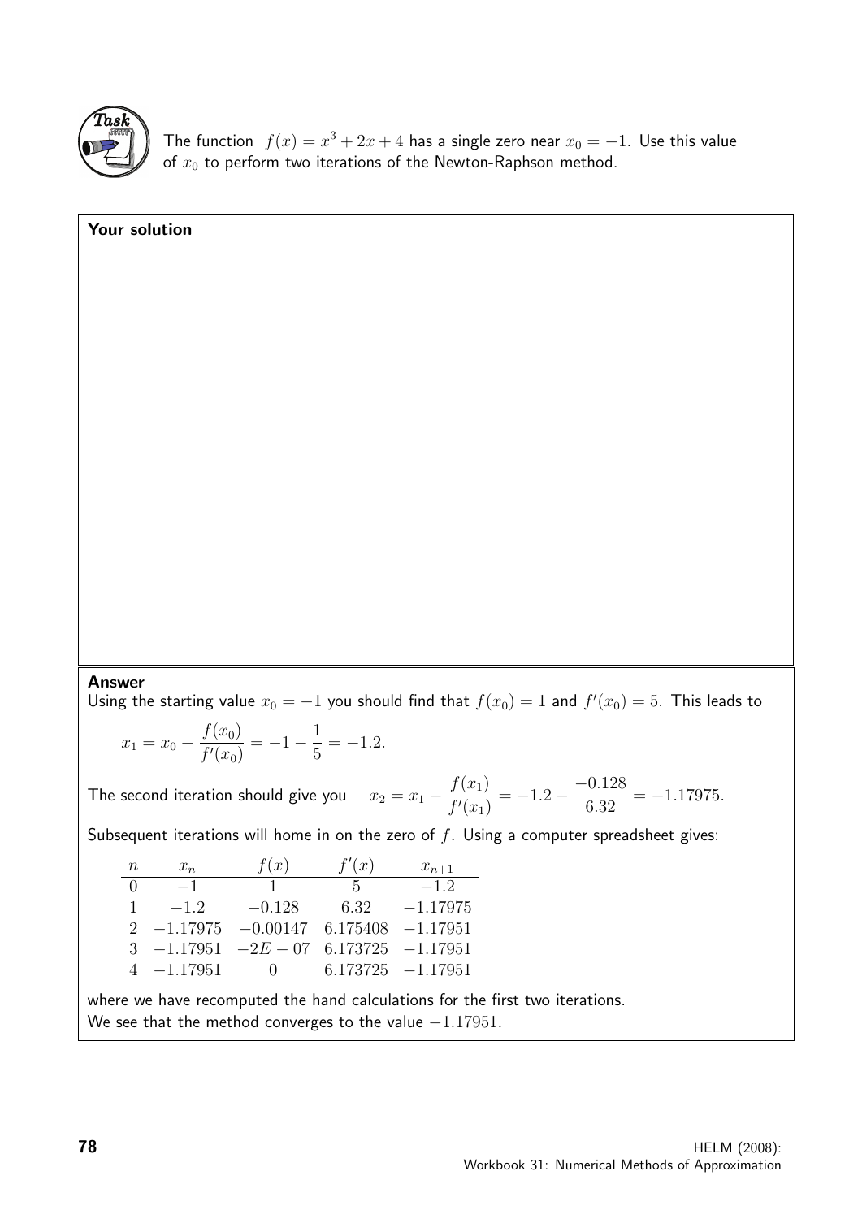**Task**

The function $f(x) = x^3 + 2x + 4$ has a single zero near $x_0 = -1$. Use this value of $x_0$ to perform two iterations of the Newton-Raphson method.

**Your solution**

**Answer**

Using the starting value $x_0 = -1$ you should find that $f(x_0) = 1$ and $f'(x_0) = 5$. This leads to

$$x_1 = x_0 - \frac{f(x_0)}{f'(x_0)} = -1 - \frac{1}{5} = -1.2.$$

The second iteration should give you $\quad x_2 = x_1 - \dfrac{f(x_1)}{f'(x_1)} = -1.2 - \dfrac{-0.128}{6.32} = -1.17975.$

Subsequent iterations will home in on the zero of $f$. Using a computer spreadsheet gives:

| $n$ | $x_n$ | $f(x)$ | $f'(x)$ | $x_{n+1}$ |
|---|---|---|---|---|
| 0 | $-1$ | 1 | 5 | $-1.2$ |
| 1 | $-1.2$ | $-0.128$ | 6.32 | $-1.17975$ |
| 2 | $-1.17975$ | $-0.00147$ | 6.175408 | $-1.17951$ |
| 3 | $-1.17951$ | $-2E-07$ | 6.173725 | $-1.17951$ |
| 4 | $-1.17951$ | 0 | 6.173725 | $-1.17951$ |

where we have recomputed the hand calculations for the first two iterations.
We see that the method converges to the value $-1.17951$.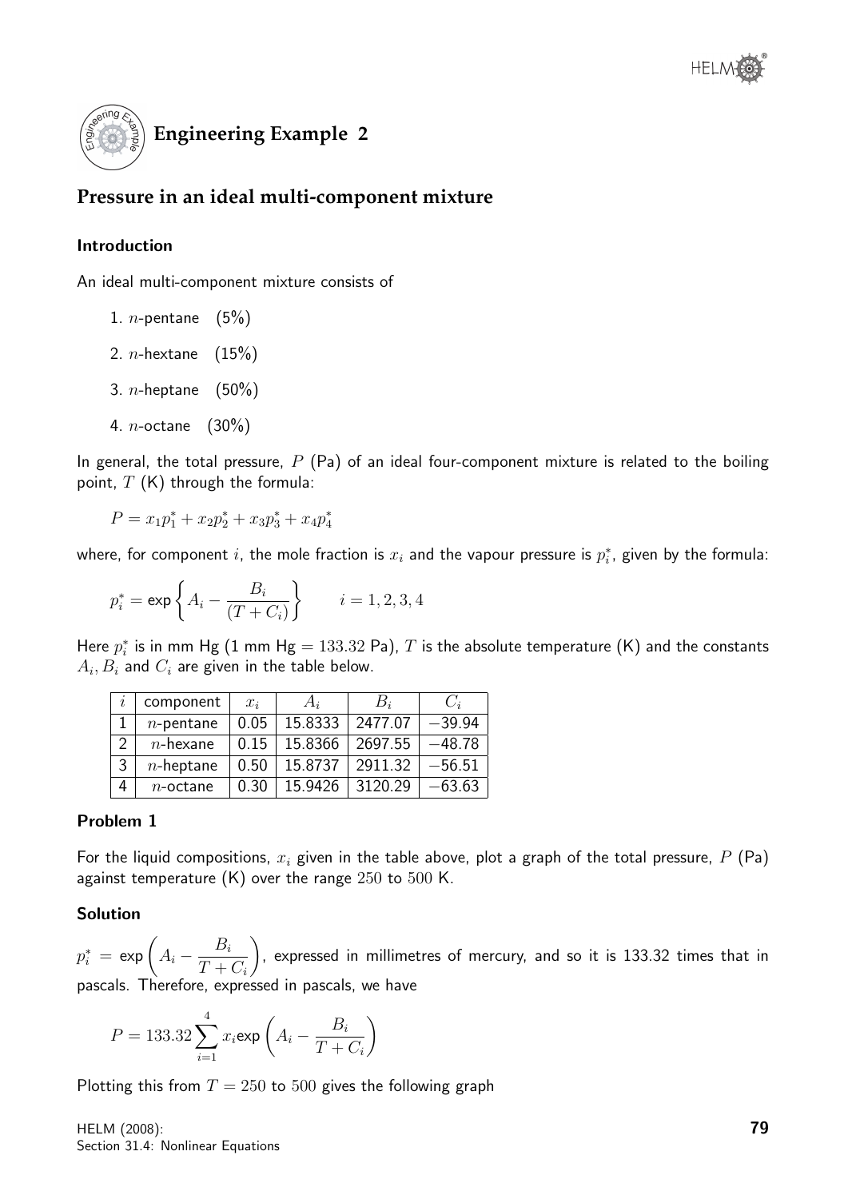## Engineering Example 2

## Pressure in an ideal multi-component mixture

### Introduction

An ideal multi-component mixture consists of

1. $n$-pentane (5%)
2. $n$-hextane (15%)
3. $n$-heptane (50%)
4. $n$-octane (30%)

In general, the total pressure, $P$ (Pa) of an ideal four-component mixture is related to the boiling point, $T$ (K) through the formula:

$$P = x_1 p_1^* + x_2 p_2^* + x_3 p_3^* + x_4 p_4^*$$

where, for component $i$, the mole fraction is $x_i$ and the vapour pressure is $p_i^*$, given by the formula:

$$p_i^* = \exp\left\{A_i - \frac{B_i}{(T + C_i)}\right\} \qquad i = 1, 2, 3, 4$$

Here $p_i^*$ is in mm Hg (1 mm Hg $= 133.32$ Pa), $T$ is the absolute temperature (K) and the constants $A_i$, $B_i$ and $C_i$ are given in the table below.

| $i$ | component | $x_i$ | $A_i$ | $B_i$ | $C_i$ |
|---|---|---|---|---|---|
| 1 | $n$-pentane | 0.05 | 15.8333 | 2477.07 | $-39.94$ |
| 2 | $n$-hexane | 0.15 | 15.8366 | 2697.55 | $-48.78$ |
| 3 | $n$-heptane | 0.50 | 15.8737 | 2911.32 | $-56.51$ |
| 4 | $n$-octane | 0.30 | 15.9426 | 3120.29 | $-63.63$ |

### Problem 1

For the liquid compositions, $x_i$ given in the table above, plot a graph of the total pressure, $P$ (Pa) against temperature (K) over the range 250 to 500 K.

### Solution

$p_i^* = \exp\left(A_i - \dfrac{B_i}{T + C_i}\right)$, expressed in millimetres of mercury, and so it is 133.32 times that in pascals. Therefore, expressed in pascals, we have

$$P = 133.32 \sum_{i=1}^{4} x_i \exp\left(A_i - \frac{B_i}{T + C_i}\right)$$

Plotting this from $T = 250$ to $500$ gives the following graph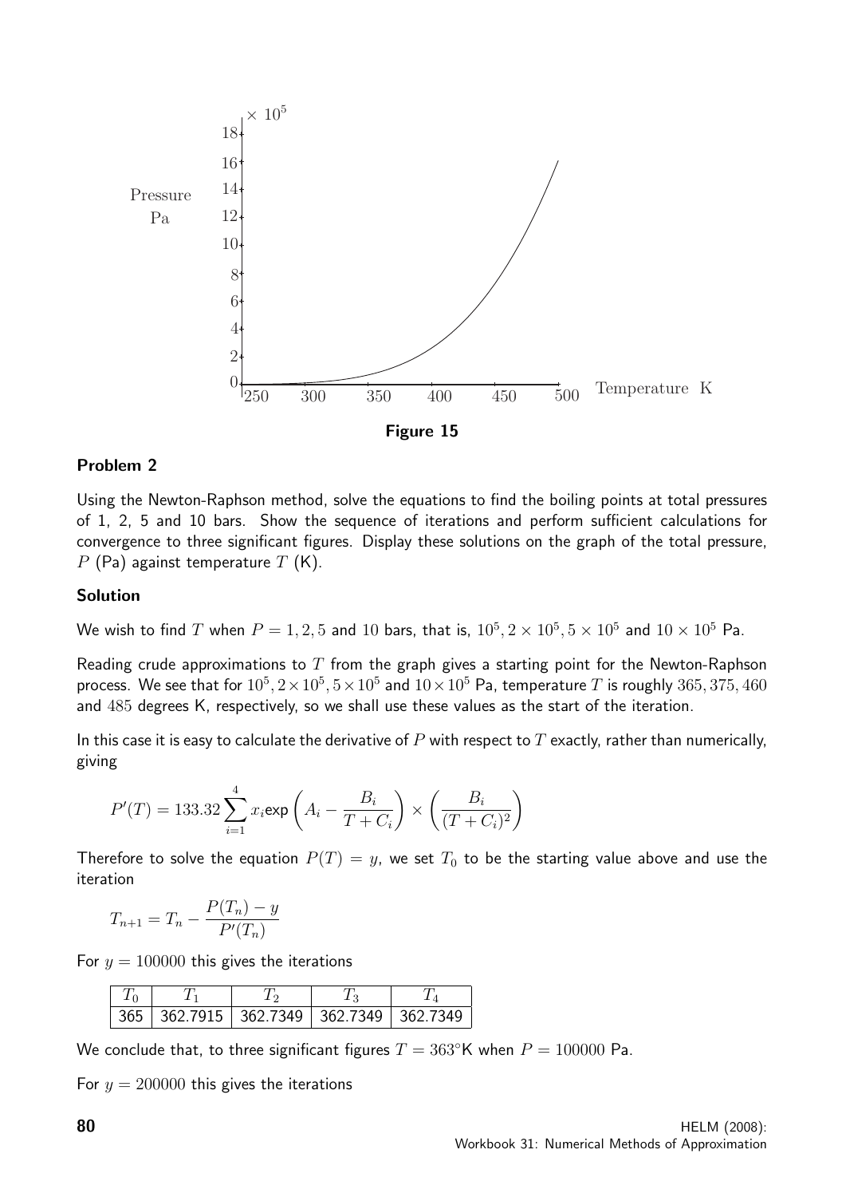Figure 15

### Problem 2

Using the Newton-Raphson method, solve the equations to find the boiling points at total pressures of 1, 2, 5 and 10 bars. Show the sequence of iterations and perform sufficient calculations for convergence to three significant figures. Display these solutions on the graph of the total pressure, $P$ (Pa) against temperature $T$ (K).

### Solution

We wish to find $T$ when $P = 1, 2, 5$ and $10$ bars, that is, $10^5, 2 \times 10^5, 5 \times 10^5$ and $10 \times 10^5$ Pa.

Reading crude approximations to $T$ from the graph gives a starting point for the Newton-Raphson process. We see that for $10^5, 2 \times 10^5, 5 \times 10^5$ and $10 \times 10^5$ Pa, temperature $T$ is roughly $365, 375, 460$ and $485$ degrees K, respectively, so we shall use these values as the start of the iteration.

In this case it is easy to calculate the derivative of $P$ with respect to $T$ exactly, rather than numerically, giving

$$P'(T) = 133.32 \sum_{i=1}^{4} x_i \exp\left(A_i - \frac{B_i}{T + C_i}\right) \times \left(\frac{B_i}{(T + C_i)^2}\right)$$

Therefore to solve the equation $P(T) = y$, we set $T_0$ to be the starting value above and use the iteration

$$T_{n+1} = T_n - \frac{P(T_n) - y}{P'(T_n)}$$

For $y = 100000$ this gives the iterations

| $T_0$ | $T_1$ | $T_2$ | $T_3$ | $T_4$ |
|---|---|---|---|---|
| 365 | 362.7915 | 362.7349 | 362.7349 | 362.7349 |

We conclude that, to three significant figures $T = 363°$K when $P = 100000$ Pa.

For $y = 200000$ this gives the iterations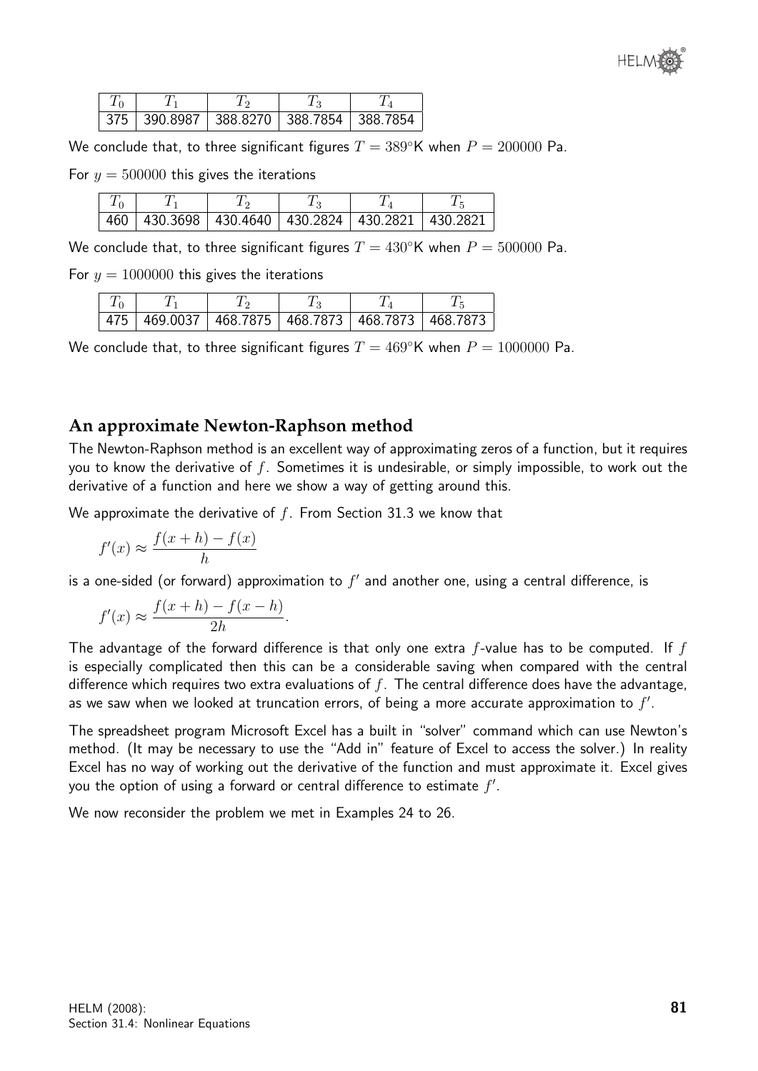| $T_0$ | $T_1$ | $T_2$ | $T_3$ | $T_4$ |
|---|---|---|---|---|
| 375 | 390.8987 | 388.8270 | 388.7854 | 388.7854 |

We conclude that, to three significant figures $T = 389°$K when $P = 200000$ Pa.

For $y = 500000$ this gives the iterations

| $T_0$ | $T_1$ | $T_2$ | $T_3$ | $T_4$ | $T_5$ |
|---|---|---|---|---|---|
| 460 | 430.3698 | 430.4640 | 430.2824 | 430.2821 | 430.2821 |

We conclude that, to three significant figures $T = 430°$K when $P = 500000$ Pa.

For $y = 1000000$ this gives the iterations

| $T_0$ | $T_1$ | $T_2$ | $T_3$ | $T_4$ | $T_5$ |
|---|---|---|---|---|---|
| 475 | 469.0037 | 468.7875 | 468.7873 | 468.7873 | 468.7873 |

We conclude that, to three significant figures $T = 469°$K when $P = 1000000$ Pa.

## An approximate Newton-Raphson method

The Newton-Raphson method is an excellent way of approximating zeros of a function, but it requires you to know the derivative of $f$. Sometimes it is undesirable, or simply impossible, to work out the derivative of a function and here we show a way of getting around this.

We approximate the derivative of $f$. From Section 31.3 we know that

$$f'(x) \approx \frac{f(x+h) - f(x)}{h}$$

is a one-sided (or forward) approximation to $f'$ and another one, using a central difference, is

$$f'(x) \approx \frac{f(x+h) - f(x-h)}{2h}.$$

The advantage of the forward difference is that only one extra $f$-value has to be computed. If $f$ is especially complicated then this can be a considerable saving when compared with the central difference which requires two extra evaluations of $f$. The central difference does have the advantage, as we saw when we looked at truncation errors, of being a more accurate approximation to $f'$.

The spreadsheet program Microsoft Excel has a built in "solver" command which can use Newton's method. (It may be necessary to use the "Add in" feature of Excel to access the solver.) In reality Excel has no way of working out the derivative of the function and must approximate it. Excel gives you the option of using a forward or central difference to estimate $f'$.

We now reconsider the problem we met in Examples 24 to 26.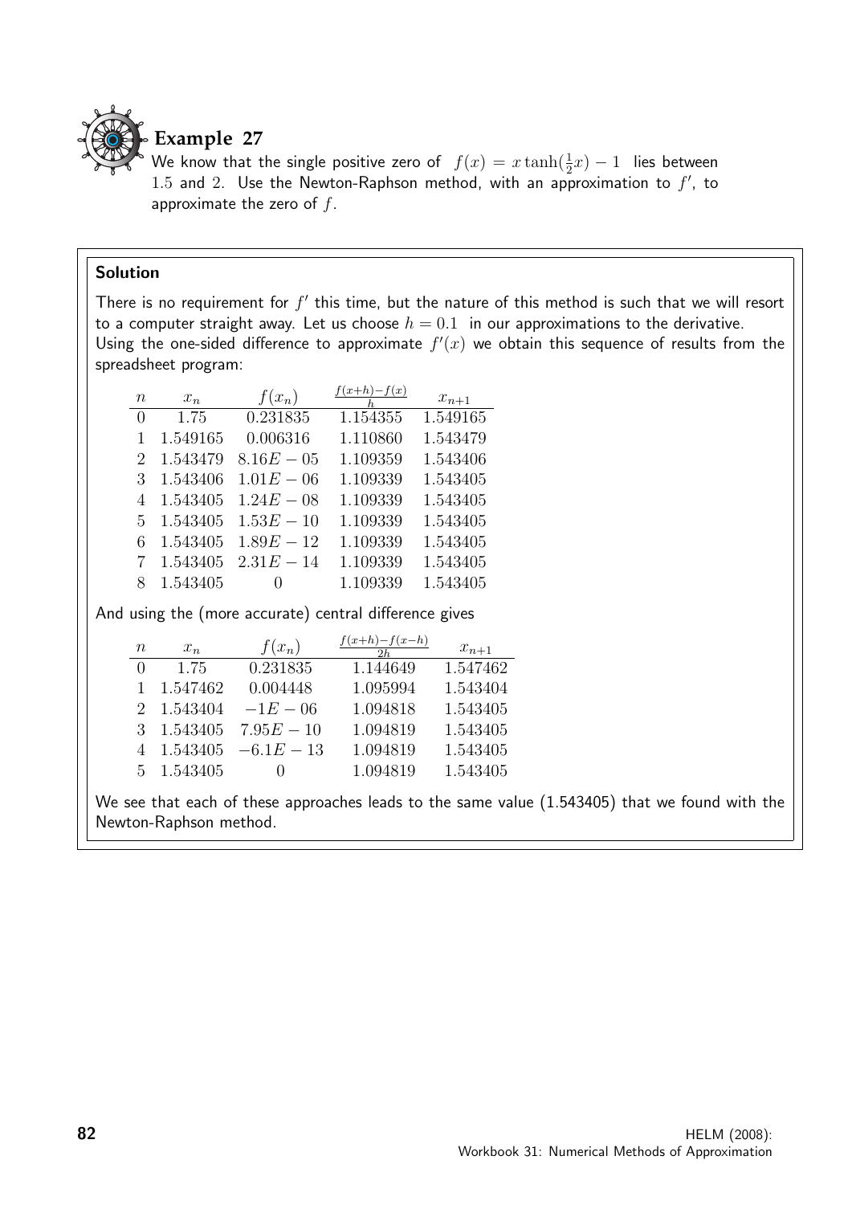## Example 27

We know that the single positive zero of $f(x) = x\tanh(\frac{1}{2}x) - 1$ lies between $1.5$ and $2$. Use the Newton-Raphson method, with an approximation to $f'$, to approximate the zero of $f$.

**Solution**

There is no requirement for $f'$ this time, but the nature of this method is such that we will resort to a computer straight away. Let us choose $h = 0.1$ in our approximations to the derivative.

Using the one-sided difference to approximate $f'(x)$ we obtain this sequence of results from the spreadsheet program:

| $n$ | $x_n$ | $f(x_n)$ | $\frac{f(x+h)-f(x)}{h}$ | $x_{n+1}$ |
|---|---|---|---|---|
| 0 | 1.75 | 0.231835 | 1.154355 | 1.549165 |
| 1 | 1.549165 | 0.006316 | 1.110860 | 1.543479 |
| 2 | 1.543479 | $8.16E-05$ | 1.109359 | 1.543406 |
| 3 | 1.543406 | $1.01E-06$ | 1.109339 | 1.543405 |
| 4 | 1.543405 | $1.24E-08$ | 1.109339 | 1.543405 |
| 5 | 1.543405 | $1.53E-10$ | 1.109339 | 1.543405 |
| 6 | 1.543405 | $1.89E-12$ | 1.109339 | 1.543405 |
| 7 | 1.543405 | $2.31E-14$ | 1.109339 | 1.543405 |
| 8 | 1.543405 | 0 | 1.109339 | 1.543405 |

And using the (more accurate) central difference gives

| $n$ | $x_n$ | $f(x_n)$ | $\frac{f(x+h)-f(x-h)}{2h}$ | $x_{n+1}$ |
|---|---|---|---|---|
| 0 | 1.75 | 0.231835 | 1.144649 | 1.547462 |
| 1 | 1.547462 | 0.004448 | 1.095994 | 1.543404 |
| 2 | 1.543404 | $-1E-06$ | 1.094818 | 1.543405 |
| 3 | 1.543405 | $7.95E-10$ | 1.094819 | 1.543405 |
| 4 | 1.543405 | $-6.1E-13$ | 1.094819 | 1.543405 |
| 5 | 1.543405 | 0 | 1.094819 | 1.543405 |

We see that each of these approaches leads to the same value (1.543405) that we found with the Newton-Raphson method.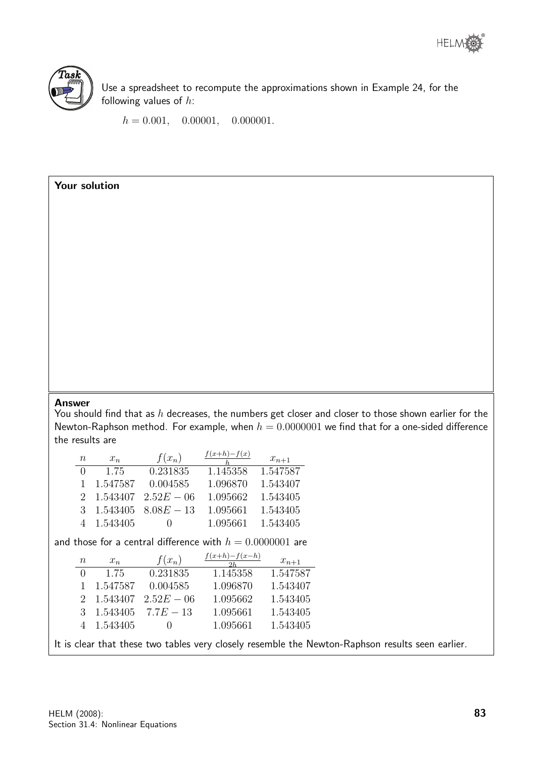**Task**

Use a spreadsheet to recompute the approximations shown in Example 24, for the following values of $h$:

$$h = 0.001, \quad 0.00001, \quad 0.000001.$$

**Your solution**

**Answer**

You should find that as $h$ decreases, the numbers get closer and closer to those shown earlier for the Newton-Raphson method. For example, when $h = 0.0000001$ we find that for a one-sided difference the results are

| $n$ | $x_n$ | $f(x_n)$ | $\frac{f(x+h)-f(x)}{h}$ | $x_{n+1}$ |
|---|---|---|---|---|
| 0 | 1.75 | 0.231835 | 1.145358 | 1.547587 |
| 1 | 1.547587 | 0.004585 | 1.096870 | 1.543407 |
| 2 | 1.543407 | $2.52E-06$ | 1.095662 | 1.543405 |
| 3 | 1.543405 | $8.08E-13$ | 1.095661 | 1.543405 |
| 4 | 1.543405 | 0 | 1.095661 | 1.543405 |

and those for a central difference with $h = 0.0000001$ are

| $n$ | $x_n$ | $f(x_n)$ | $\frac{f(x+h)-f(x-h)}{2h}$ | $x_{n+1}$ |
|---|---|---|---|---|
| 0 | 1.75 | 0.231835 | 1.145358 | 1.547587 |
| 1 | 1.547587 | 0.004585 | 1.096870 | 1.543407 |
| 2 | 1.543407 | $2.52E-06$ | 1.095662 | 1.543405 |
| 3 | 1.543405 | $7.7E-13$ | 1.095661 | 1.543405 |
| 4 | 1.543405 | 0 | 1.095661 | 1.543405 |

It is clear that these two tables very closely resemble the Newton-Raphson results seen earlier.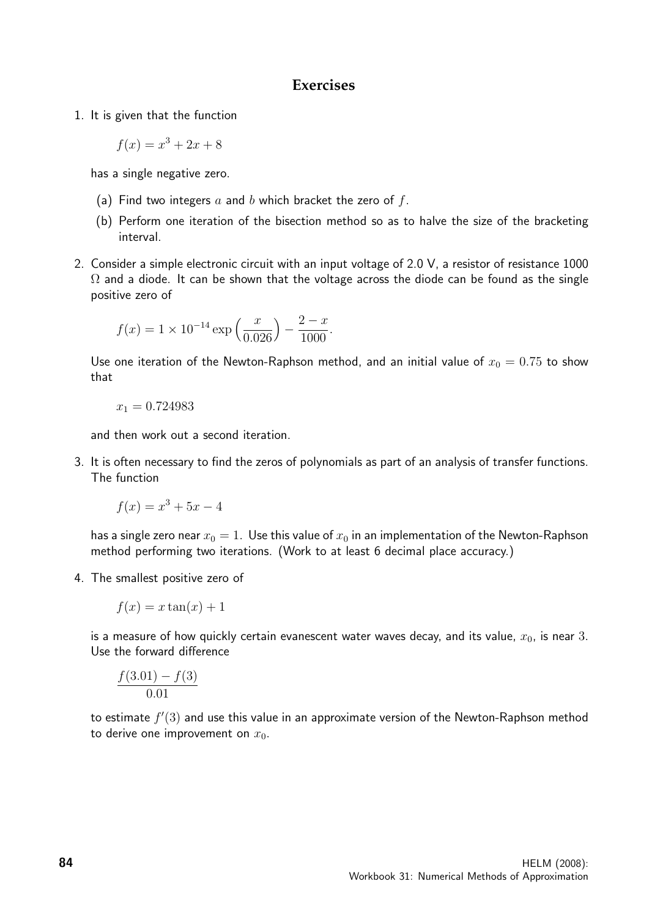## Exercises

1. It is given that the function

   $$f(x) = x^3 + 2x + 8$$

   has a single negative zero.

   (a) Find two integers $a$ and $b$ which bracket the zero of $f$.

   (b) Perform one iteration of the bisection method so as to halve the size of the bracketing interval.

2. Consider a simple electronic circuit with an input voltage of 2.0 V, a resistor of resistance 1000 $\Omega$ and a diode. It can be shown that the voltage across the diode can be found as the single positive zero of

   $$f(x) = 1 \times 10^{-14} \exp\left(\frac{x}{0.026}\right) - \frac{2-x}{1000}.$$

   Use one iteration of the Newton-Raphson method, and an initial value of $x_0 = 0.75$ to show that

   $$x_1 = 0.724983$$

   and then work out a second iteration.

3. It is often necessary to find the zeros of polynomials as part of an analysis of transfer functions. The function

   $$f(x) = x^3 + 5x - 4$$

   has a single zero near $x_0 = 1$. Use this value of $x_0$ in an implementation of the Newton-Raphson method performing two iterations. (Work to at least 6 decimal place accuracy.)

4. The smallest positive zero of

   $$f(x) = x\tan(x) + 1$$

   is a measure of how quickly certain evanescent water waves decay, and its value, $x_0$, is near 3. Use the forward difference

   $$\frac{f(3.01) - f(3)}{0.01}$$

   to estimate $f'(3)$ and use this value in an approximate version of the Newton-Raphson method to derive one improvement on $x_0$.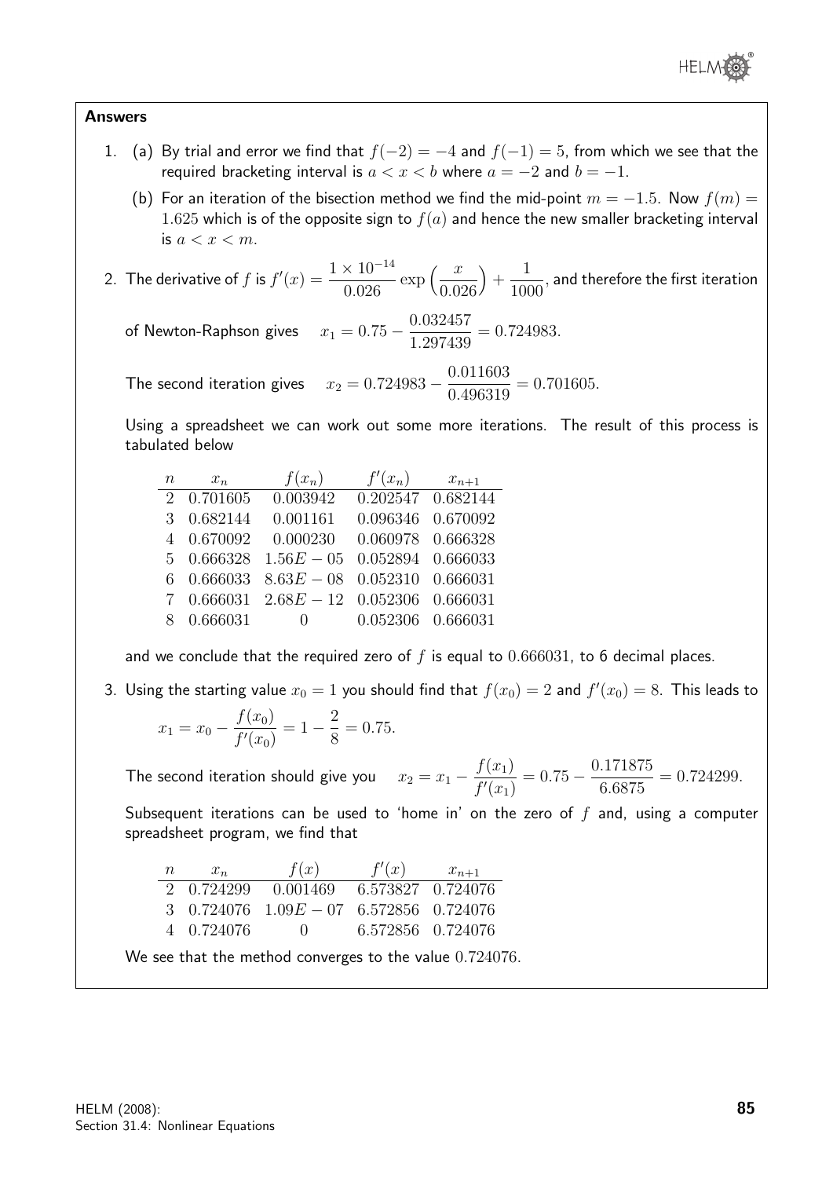## Answers

1. (a) By trial and error we find that $f(-2) = -4$ and $f(-1) = 5$, from which we see that the required bracketing interval is $a < x < b$ where $a = -2$ and $b = -1$.

   (b) For an iteration of the bisection method we find the mid-point $m = -1.5$. Now $f(m) = 1.625$ which is of the opposite sign to $f(a)$ and hence the new smaller bracketing interval is $a < x < m$.

2. The derivative of $f$ is $f'(x) = \dfrac{1 \times 10^{-14}}{0.026} \exp\left(\dfrac{x}{0.026}\right) + \dfrac{1}{1000}$, and therefore the first iteration of Newton-Raphson gives $\quad x_1 = 0.75 - \dfrac{0.032457}{1.297439} = 0.724983.$

   The second iteration gives $\quad x_2 = 0.724983 - \dfrac{0.011603}{0.496319} = 0.701605.$

   Using a spreadsheet we can work out some more iterations. The result of this process is tabulated below

| $n$ | $x_n$ | $f(x_n)$ | $f'(x_n)$ | $x_{n+1}$ |
|---|---|---|---|---|
| 2 | 0.701605 | 0.003942 | 0.202547 | 0.682144 |
| 3 | 0.682144 | 0.001161 | 0.096346 | 0.670092 |
| 4 | 0.670092 | 0.000230 | 0.060978 | 0.666328 |
| 5 | 0.666328 | $1.56E-05$ | 0.052894 | 0.666033 |
| 6 | 0.666033 | $8.63E-08$ | 0.052310 | 0.666031 |
| 7 | 0.666031 | $2.68E-12$ | 0.052306 | 0.666031 |
| 8 | 0.666031 | 0 | 0.052306 | 0.666031 |

   and we conclude that the required zero of $f$ is equal to $0.666031$, to 6 decimal places.

3. Using the starting value $x_0 = 1$ you should find that $f(x_0) = 2$ and $f'(x_0) = 8$. This leads to

$$x_1 = x_0 - \frac{f(x_0)}{f'(x_0)} = 1 - \frac{2}{8} = 0.75.$$

   The second iteration should give you $\quad x_2 = x_1 - \dfrac{f(x_1)}{f'(x_1)} = 0.75 - \dfrac{0.171875}{6.6875} = 0.724299.$

   Subsequent iterations can be used to 'home in' on the zero of $f$ and, using a computer spreadsheet program, we find that

| $n$ | $x_n$ | $f(x)$ | $f'(x)$ | $x_{n+1}$ |
|---|---|---|---|---|
| 2 | 0.724299 | 0.001469 | 6.573827 | 0.724076 |
| 3 | 0.724076 | $1.09E-07$ | 6.572856 | 0.724076 |
| 4 | 0.724076 | 0 | 6.572856 | 0.724076 |

   We see that the method converges to the value $0.724076$.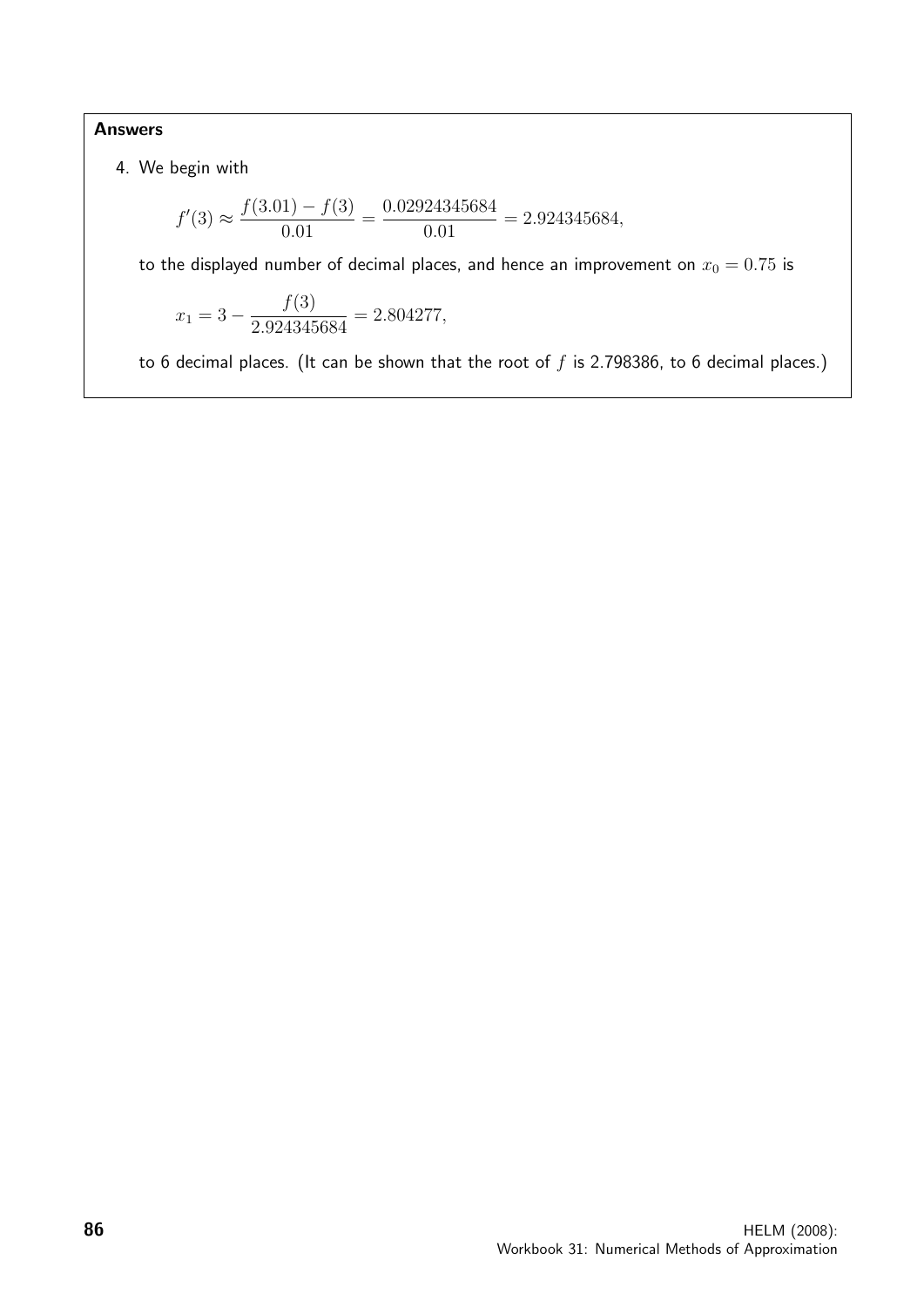**Answers**

4. We begin with

$$f'(3) \approx \frac{f(3.01) - f(3)}{0.01} = \frac{0.02924345684}{0.01} = 2.924345684,$$

to the displayed number of decimal places, and hence an improvement on $x_0 = 0.75$ is

$$x_1 = 3 - \frac{f(3)}{2.924345684} = 2.804277,$$

to 6 decimal places. (It can be shown that the root of $f$ is 2.798386, to 6 decimal places.)